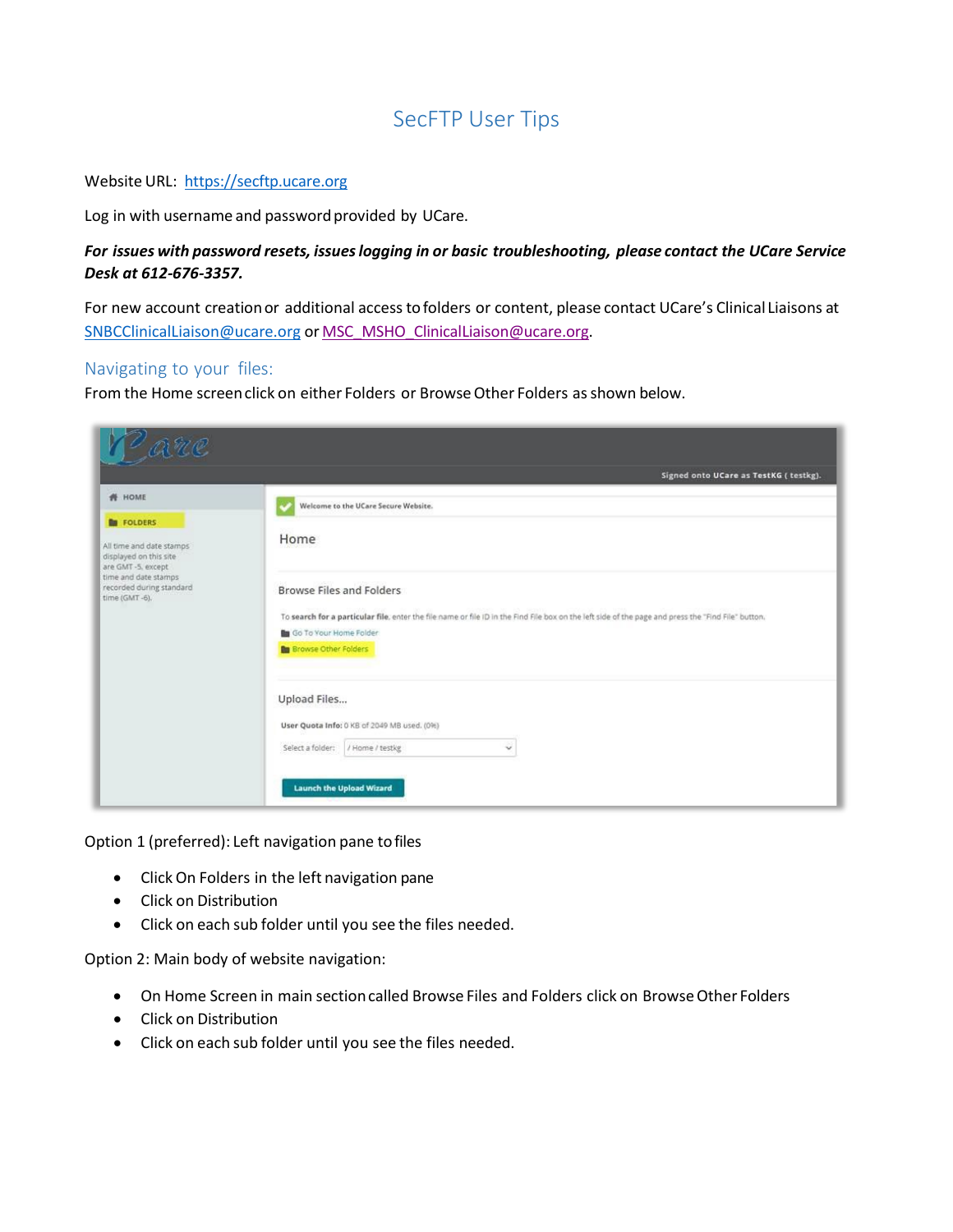# SecFTP User Tips

Website URL: https://secftp.ucare.org

Log in with username and password provided by UCare.

***For issues with password resets, issues logging in or basic troubleshooting, please contact the UCare Service Desk at 612-676-3357.***

For new account creation or additional access to folders or content, please contact UCare's Clinical Liaisons at SNBCClinicalLiaison@ucare.org or MSC_MSHO_ClinicalLiaison@ucare.org.

## Navigating to your files:

From the Home screen click on either Folders or Browse Other Folders as shown below.

Option 1 (preferred): Left navigation pane to files

- Click On Folders in the left navigation pane
- Click on Distribution
- Click on each sub folder until you see the files needed.

Option 2: Main body of website navigation:

- On Home Screen in main section called Browse Files and Folders click on Browse Other Folders
- Click on Distribution
- Click on each sub folder until you see the files needed.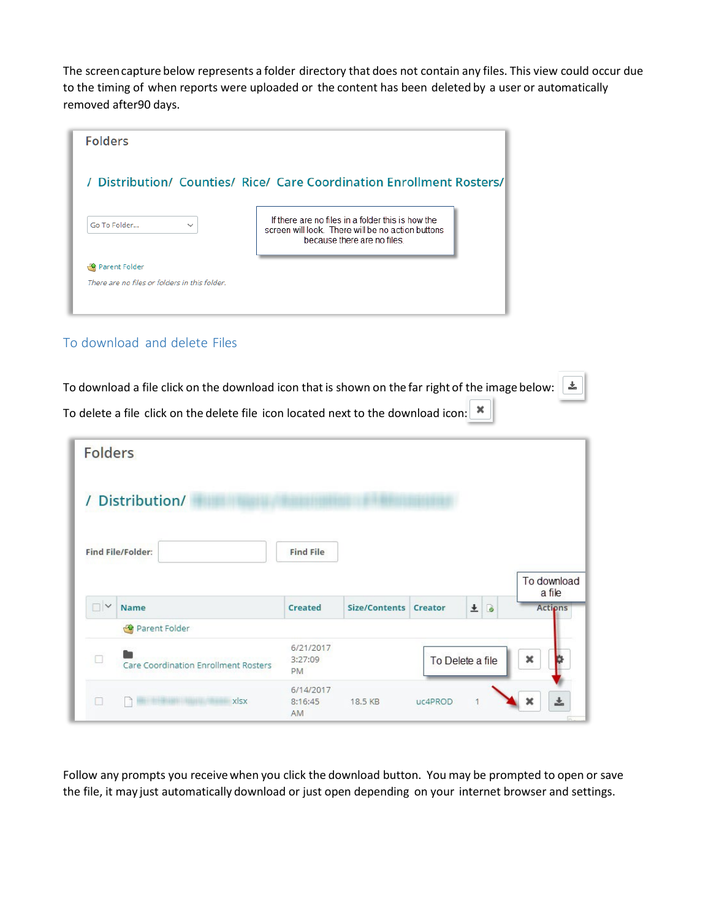The screen capture below represents a folder directory that does not contain any files. This view could occur due to the timing of when reports were uploaded or the content has been deleted by a user or automatically removed after90 days.

Folders

/ Distribution/ Counties/ Rice/ Care Coordination Enrollment Rosters/

Go To Folder...

If there are no files in a folder this is how the screen will look. There will be no action buttons because there are no files.

Parent Folder

*There are no files or folders in this folder.*

## To download and delete Files

To download a file click on the download icon that is shown on the far right of the image below:

To delete a file click on the delete file icon located next to the download icon:

Folders

/ Distribution/

Find File/Folder: Find File

To download a file

| | Name | Created | Size/Contents | Creator | | | Actions |
|---|---|---|---|---|---|---|---|
| | Parent Folder | | | | | | |
| | Care Coordination Enrollment Rosters | 6/21/2017 3:27:09 PM | | | | | |
| | xlsx | 6/14/2017 8:16:45 AM | 18.5 KB | uc4PROD | 1 | | |

To Delete a file

Follow any prompts you receive when you click the download button. You may be prompted to open or save the file, it may just automatically download or just open depending on your internet browser and settings.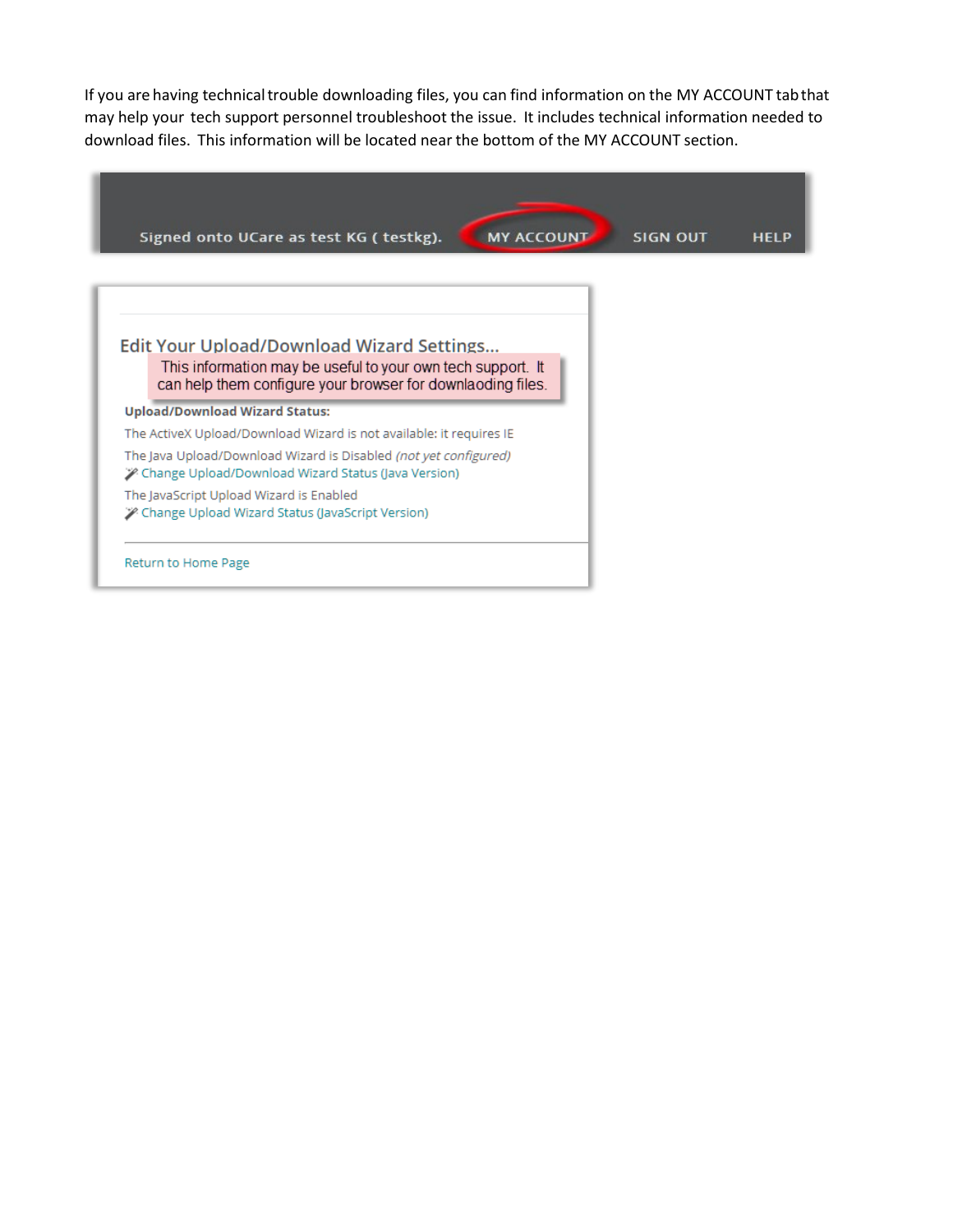If you are having technical trouble downloading files, you can find information on the MY ACCOUNT tab that may help your tech support personnel troubleshoot the issue. It includes technical information needed to download files. This information will be located near the bottom of the MY ACCOUNT section.

Signed onto UCare as test KG ( testkg). MY ACCOUNT SIGN OUT HELP

Edit Your Upload/Download Wizard Settings...

This information may be useful to your own tech support. It can help them configure your browser for downlaoding files.

**Upload/Download Wizard Status:**

The ActiveX Upload/Download Wizard is not available: it requires IE

The Java Upload/Download Wizard is Disabled *(not yet configured)*

Change Upload/Download Wizard Status (Java Version)

The JavaScript Upload Wizard is Enabled

Change Upload Wizard Status (JavaScript Version)

Return to Home Page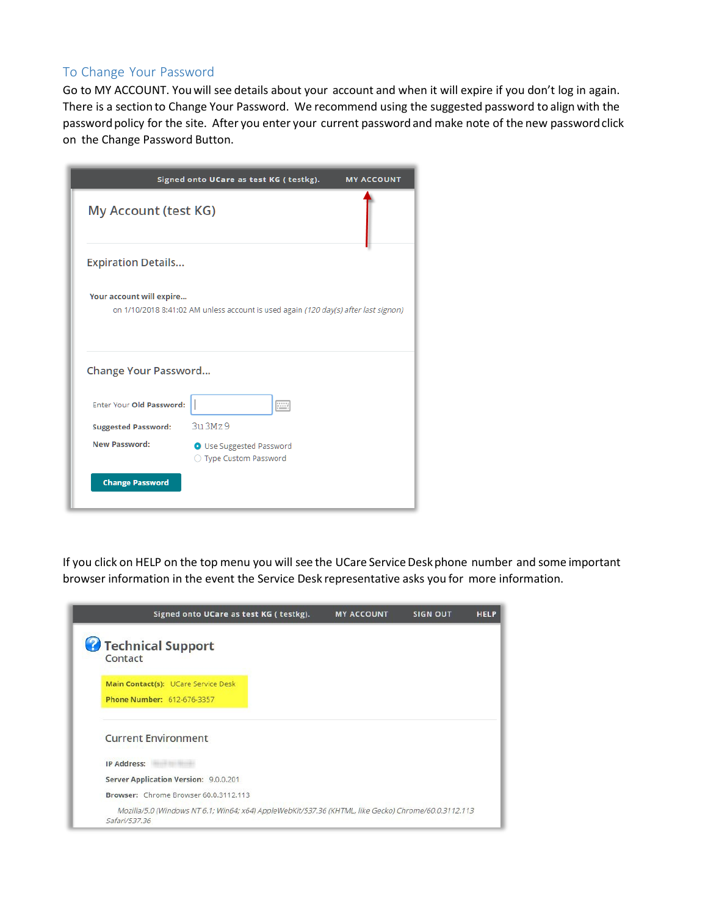## To Change Your Password

Go to MY ACCOUNT. You will see details about your account and when it will expire if you don't log in again. There is a section to Change Your Password. We recommend using the suggested password to align with the password policy for the site. After you enter your current password and make note of the new password click on the Change Password Button.

Signed onto UCare as test KG ( testkg). MY ACCOUNT

My Account (test KG)

Expiration Details...

**Your account will expire...**

on 1/10/2018 8:41:02 AM unless account is used again *(120 day(s) after last signon)*

Change Your Password...

Enter Your **Old Password:**

**Suggested Password:** 3u3Mz9

**New Password:**

- Use Suggested Password
- Type Custom Password

Change Password

If you click on HELP on the top menu you will see the UCare Service Desk phone number and some important browser information in the event the Service Desk representative asks you for more information.

Signed onto UCare as test KG ( testkg). MY ACCOUNT SIGN OUT HELP

Technical Support

Contact

**Main Contact(s):** UCare Service Desk

**Phone Number:** 612-676-3357

Current Environment

**IP Address:**

**Server Application Version:** 9.0.0.201

**Browser:** Chrome Browser 60.0.3112.113

*Mozilla/5.0 (Windows NT 6.1; Win64; x64) AppleWebKit/537.36 (KHTML, like Gecko) Chrome/60.0.3112.113 Safari/537.36*